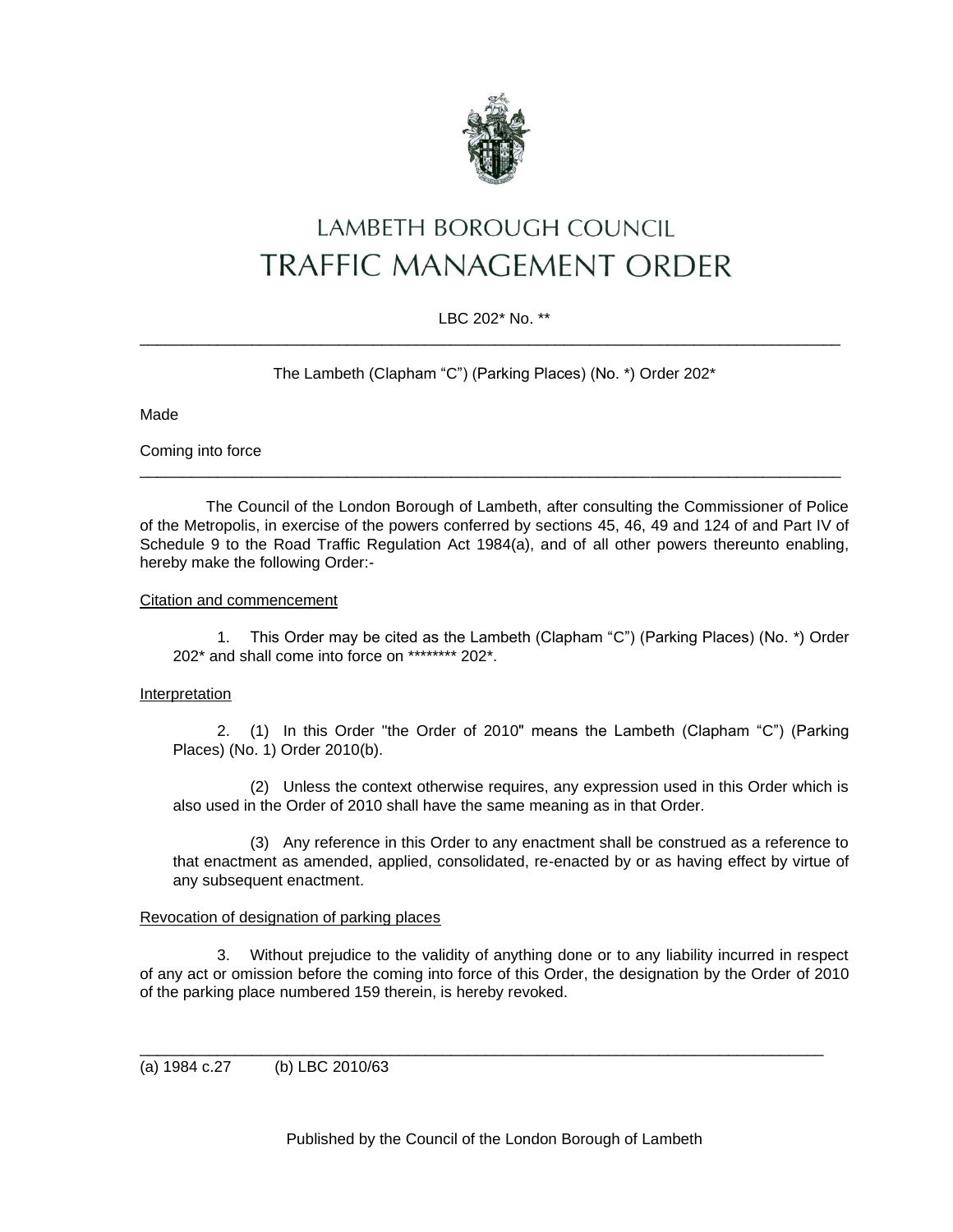# LAMBETH BOROUGH COUNCIL
# TRAFFIC MANAGEMENT ORDER

LBC 202* No. **

---

The Lambeth (Clapham "C") (Parking Places) (No. *) Order 202*

Made

Coming into force

---

The Council of the London Borough of Lambeth, after consulting the Commissioner of Police of the Metropolis, in exercise of the powers conferred by sections 45, 46, 49 and 124 of and Part IV of Schedule 9 to the Road Traffic Regulation Act 1984(a), and of all other powers thereunto enabling, hereby make the following Order:-

Citation and commencement

1. This Order may be cited as the Lambeth (Clapham "C") (Parking Places) (No. *) Order 202* and shall come into force on ******** 202*.

Interpretation

2. (1) In this Order "the Order of 2010" means the Lambeth (Clapham "C") (Parking Places) (No. 1) Order 2010(b).

(2) Unless the context otherwise requires, any expression used in this Order which is also used in the Order of 2010 shall have the same meaning as in that Order.

(3) Any reference in this Order to any enactment shall be construed as a reference to that enactment as amended, applied, consolidated, re-enacted by or as having effect by virtue of any subsequent enactment.

Revocation of designation of parking places

3. Without prejudice to the validity of anything done or to any liability incurred in respect of any act or omission before the coming into force of this Order, the designation by the Order of 2010 of the parking place numbered 159 therein, is hereby revoked.

---

(a) 1984 c.27 (b) LBC 2010/63

Published by the Council of the London Borough of Lambeth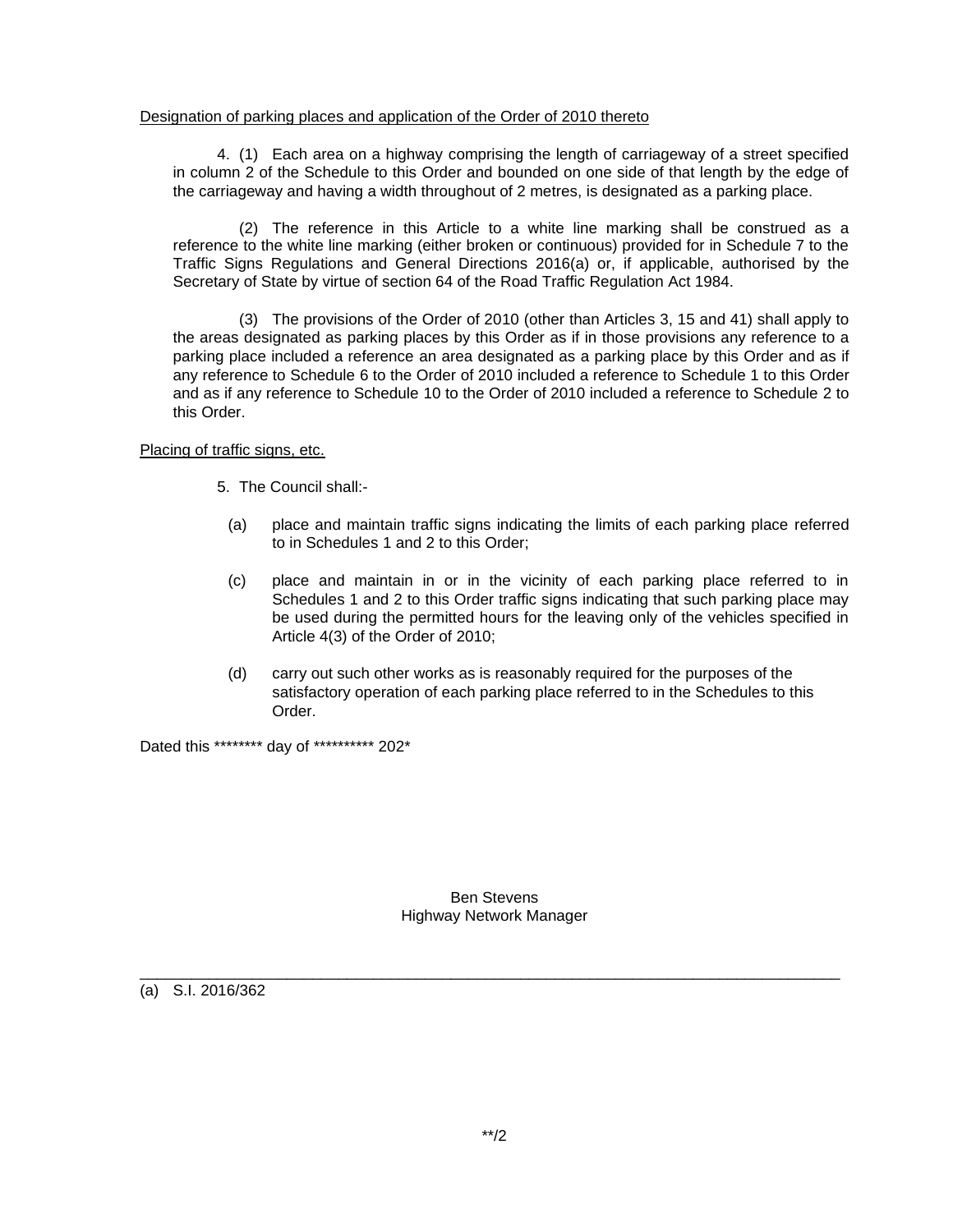Designation of parking places and application of the Order of 2010 thereto

4. (1) Each area on a highway comprising the length of carriageway of a street specified in column 2 of the Schedule to this Order and bounded on one side of that length by the edge of the carriageway and having a width throughout of 2 metres, is designated as a parking place.

(2) The reference in this Article to a white line marking shall be construed as a reference to the white line marking (either broken or continuous) provided for in Schedule 7 to the Traffic Signs Regulations and General Directions 2016(a) or, if applicable, authorised by the Secretary of State by virtue of section 64 of the Road Traffic Regulation Act 1984.

(3) The provisions of the Order of 2010 (other than Articles 3, 15 and 41) shall apply to the areas designated as parking places by this Order as if in those provisions any reference to a parking place included a reference an area designated as a parking place by this Order and as if any reference to Schedule 6 to the Order of 2010 included a reference to Schedule 1 to this Order and as if any reference to Schedule 10 to the Order of 2010 included a reference to Schedule 2 to this Order.

Placing of traffic signs, etc.

5. The Council shall:-

(a) place and maintain traffic signs indicating the limits of each parking place referred to in Schedules 1 and 2 to this Order;

(c) place and maintain in or in the vicinity of each parking place referred to in Schedules 1 and 2 to this Order traffic signs indicating that such parking place may be used during the permitted hours for the leaving only of the vehicles specified in Article 4(3) of the Order of 2010;

(d) carry out such other works as is reasonably required for the purposes of the satisfactory operation of each parking place referred to in the Schedules to this Order.

Dated this ******** day of ********** 202*

Ben Stevens
Highway Network Manager

---

(a) S.I. 2016/362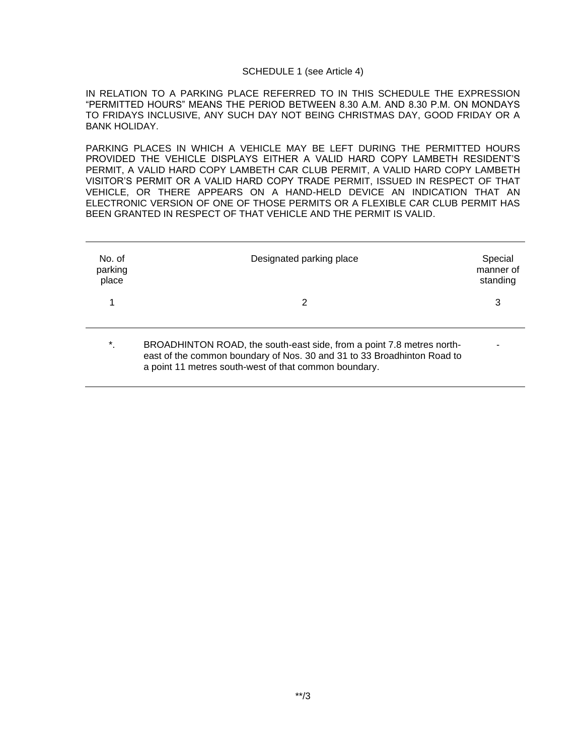SCHEDULE 1 (see Article 4)

IN RELATION TO A PARKING PLACE REFERRED TO IN THIS SCHEDULE THE EXPRESSION "PERMITTED HOURS" MEANS THE PERIOD BETWEEN 8.30 A.M. AND 8.30 P.M. ON MONDAYS TO FRIDAYS INCLUSIVE, ANY SUCH DAY NOT BEING CHRISTMAS DAY, GOOD FRIDAY OR A BANK HOLIDAY.

PARKING PLACES IN WHICH A VEHICLE MAY BE LEFT DURING THE PERMITTED HOURS PROVIDED THE VEHICLE DISPLAYS EITHER A VALID HARD COPY LAMBETH RESIDENT'S PERMIT, A VALID HARD COPY LAMBETH CAR CLUB PERMIT, A VALID HARD COPY LAMBETH VISITOR'S PERMIT OR A VALID HARD COPY TRADE PERMIT, ISSUED IN RESPECT OF THAT VEHICLE, OR THERE APPEARS ON A HAND-HELD DEVICE AN INDICATION THAT AN ELECTRONIC VERSION OF ONE OF THOSE PERMITS OR A FLEXIBLE CAR CLUB PERMIT HAS BEEN GRANTED IN RESPECT OF THAT VEHICLE AND THE PERMIT IS VALID.

| No. of parking place | Designated parking place | Special manner of standing |
|---|---|---|
| 1 | 2 | 3 |
| *. | BROADHINTON ROAD, the south-east side, from a point 7.8 metres north-east of the common boundary of Nos. 30 and 31 to 33 Broadhinton Road to a point 11 metres south-west of that common boundary. | - |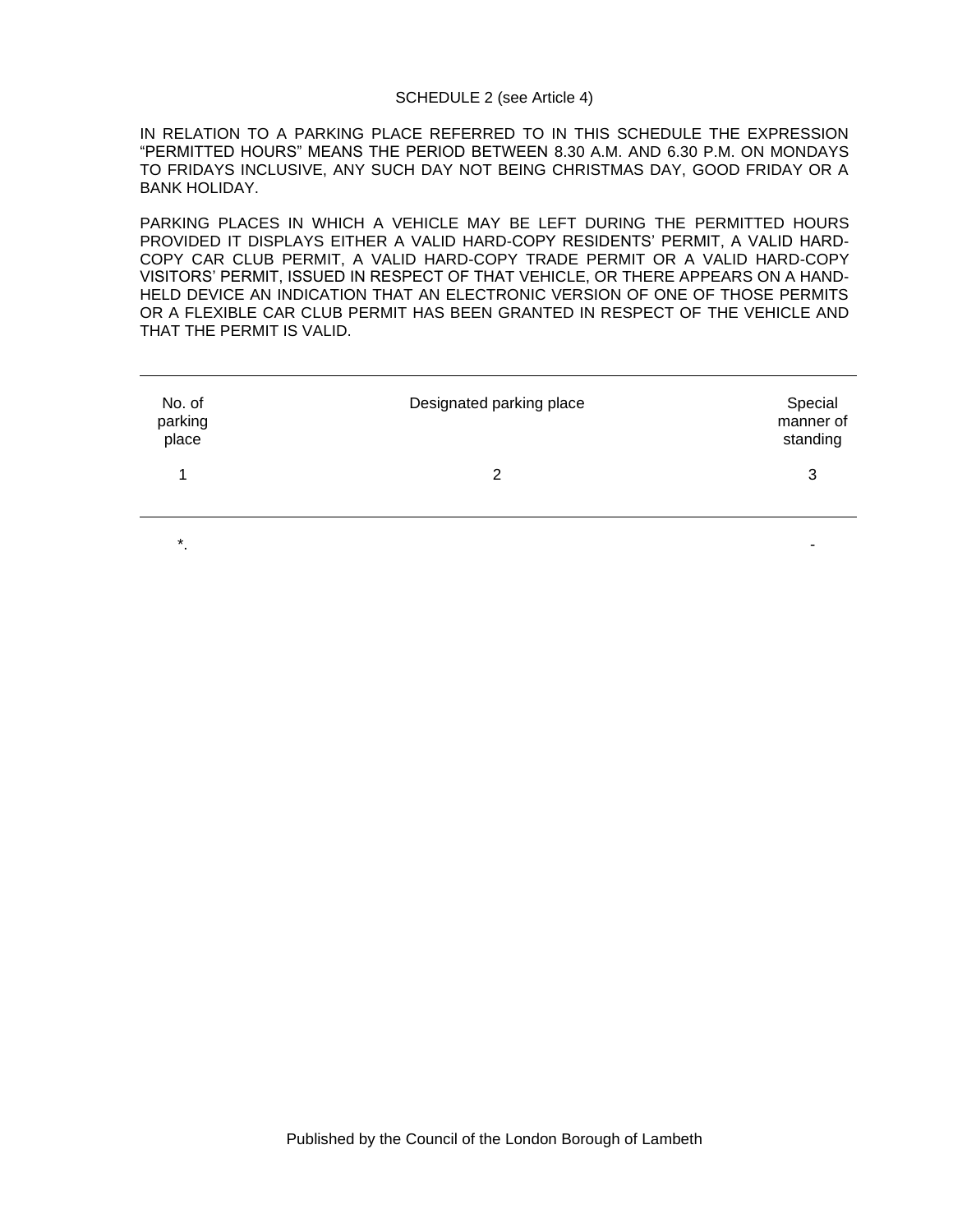SCHEDULE 2 (see Article 4)

IN RELATION TO A PARKING PLACE REFERRED TO IN THIS SCHEDULE THE EXPRESSION "PERMITTED HOURS" MEANS THE PERIOD BETWEEN 8.30 A.M. AND 6.30 P.M. ON MONDAYS TO FRIDAYS INCLUSIVE, ANY SUCH DAY NOT BEING CHRISTMAS DAY, GOOD FRIDAY OR A BANK HOLIDAY.

PARKING PLACES IN WHICH A VEHICLE MAY BE LEFT DURING THE PERMITTED HOURS PROVIDED IT DISPLAYS EITHER A VALID HARD-COPY RESIDENTS' PERMIT, A VALID HARD-COPY CAR CLUB PERMIT, A VALID HARD-COPY TRADE PERMIT OR A VALID HARD-COPY VISITORS' PERMIT, ISSUED IN RESPECT OF THAT VEHICLE, OR THERE APPEARS ON A HAND-HELD DEVICE AN INDICATION THAT AN ELECTRONIC VERSION OF ONE OF THOSE PERMITS OR A FLEXIBLE CAR CLUB PERMIT HAS BEEN GRANTED IN RESPECT OF THE VEHICLE AND THAT THE PERMIT IS VALID.

| No. of parking place | Designated parking place | Special manner of standing |
|---|---|---|
| 1 | 2 | 3 |
| *. | | - |

Published by the Council of the London Borough of Lambeth